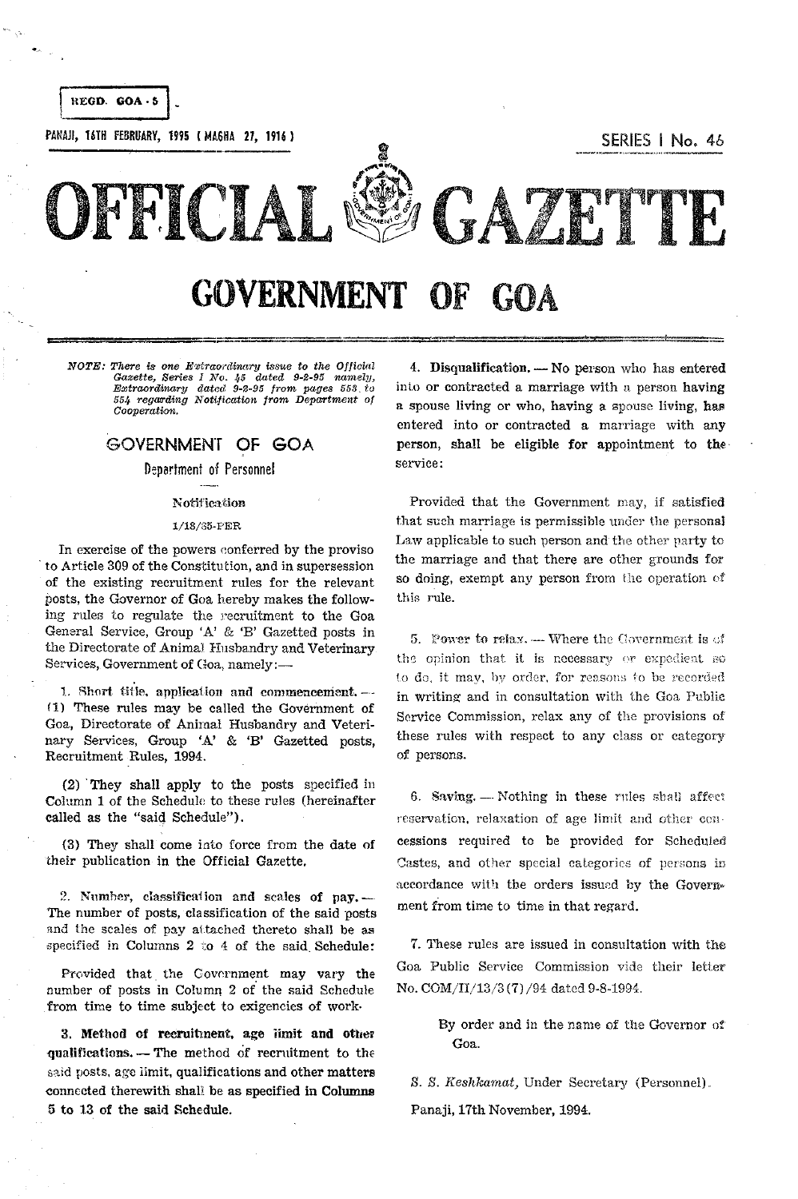REGD. GOA - 5

PANAJI, 16TH FEBRUARY, 1995 (MAGHA 27, 1916)

SERIES I No. 46

# OFFICIAL GAZETTE

# GOVERNMENT OF GOA

*NOTE: There is one Extraordinary issue to the Official Gazette, Series I No. 45 dated 9-2-95 namely, Extraordinary dated 9-2-95 from pages 553 to 554 regarding Notification from Department of Cooperation.*

## GOVERNMENT OF GOA

### Department of Personnel

Notification

1/18/85-PER

In exercise of the powers conferred by the proviso to Article 309 of the Constitution, and in supersession of the existing recruitment rules for the relevant posts, the Governor of Goa hereby makes the following rules to regulate the recruitment to the Goa General Service, Group 'A' & 'B' Gazetted posts in the Directorate of Animal Husbandry and Veterinary Services, Government of Goa, namely:—

1. **Short title, application and commencement.** — (1) These rules may be called the Government of Goa, Directorate of Animal Husbandry and Veterinary Services, Group 'A' & 'B' Gazetted posts, Recruitment Rules, 1994.

(2) They shall apply to the posts specified in Column 1 of the Schedule to these rules (hereinafter called as the "said Schedule").

(3) They shall come into force from the date of their publication in the Official Gazette.

2. **Number, classification and scales of pay.** — The number of posts, classification of the said posts and the scales of pay attached thereto shall be as specified in Columns 2 to 4 of the said Schedule:

Provided that the Government may vary the number of posts in Column 2 of the said Schedule from time to time subject to exigencies of work.

3. **Method of recruitment, age limit and other qualifications.** — The method of recruitment to the said posts, age limit, qualifications and other matters connected therewith shall be as specified in Columns 5 to 13 of the said Schedule.

4. **Disqualification.** — No person who has entered into or contracted a marriage with a person having a spouse living or who, having a spouse living, has entered into or contracted a marriage with any person, shall be eligible for appointment to the service:

Provided that the Government may, if satisfied that such marriage is permissible under the personal Law applicable to such person and the other party to the marriage and that there are other grounds for so doing, exempt any person from the operation of this rule.

5. **Power to relax.** — Where the Government is of the opinion that it is necessary or expedient so to do, it may, by order, for reasons to be recorded in writing and in consultation with the Goa Public Service Commission, relax any of the provisions of these rules with respect to any class or category of persons.

6. **Saving.** — Nothing in these rules shall affect reservation, relaxation of age limit and other concessions required to be provided for Scheduled Castes, and other special categories of persons in accordance with the orders issued by the Government from time to time in that regard.

7. These rules are issued in consultation with the Goa Public Service Commission vide their letter No. COM/II/13/3(7)/94 dated 9-8-1994.

By order and in the name of the Governor of Goa.

*S. S. Keshkamat*, Under Secretary (Personnel).

Panaji, 17th November, 1994.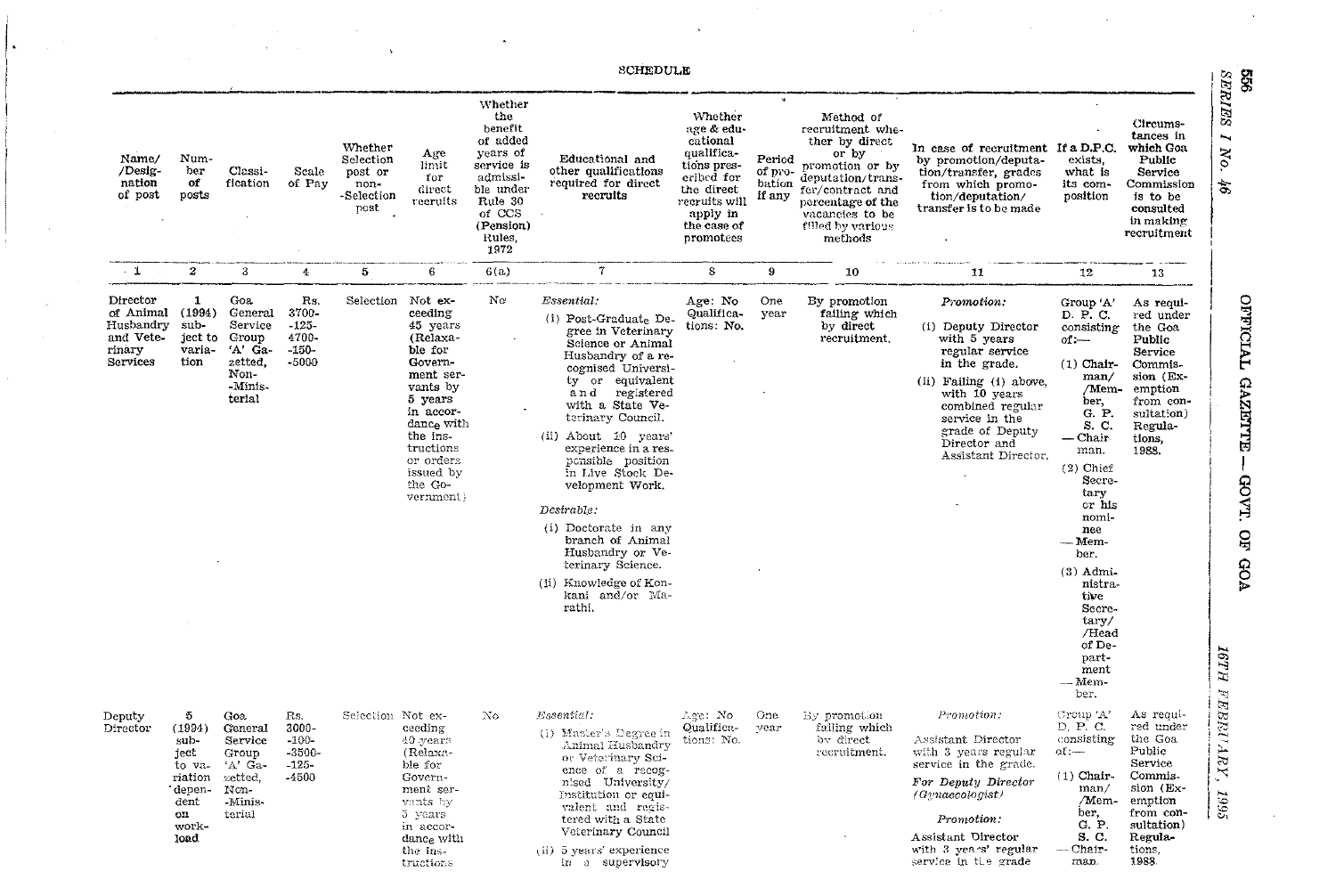SCHEDULE

| Name/ /Designation of post | Number of posts | Classification | Scale of Pay | Whether Selection post or non-Selection post | Age limit for direct recruits | Whether the benefit of added years of service is admissible under Rule 30 of CCS (Pension) Rules, 1972 | Educational and other qualifications required for direct recruits | Whether age & educational qualifications prescribed for the direct recruits will apply in the case of promotees | Period of probation if any | Method of recruitment whether by direct or by promotion or by deputation/transfer/contract and percentage of the vacancies to be filled by various methods | In case of recruitment by promotion/deputation/transfer, grades from which promotion/deputation/transfer is to be made | If a D.P.C. exists, what is its composition | Circumstances in which Goa Public Service Commission is to be consulted in making recruitment |
|---|---|---|---|---|---|---|---|---|---|---|---|---|---|
| 1 | 2 | 3 | 4 | 5 | 6 | 6(a) | 7 | 8 | 9 | 10 | 11 | 12 | 13 |
| Director of Animal Husbandry and Veterinary Services | 1 (1994) subject to variation | Goa General Service Group 'A' Gazetted, Non-Ministerial | Rs. 3700-125-4700-150-5000 | Selection | Not exceeding 45 years (Relaxable for Government servants by 5 years in accordance with the instructions or orders issued by the Government) | No | *Essential:* (i) Post-Graduate Degree in Veterinary Science or Animal Husbandry of a recognised University or equivalent and registered with a State Veterinary Council. (ii) About 10 years' experience in a responsible position in Live Stock Development Work. *Desirable:* (i) Doctorate in any branch of Animal Husbandry or Veterinary Science. (ii) Knowledge of Konkani and/or Marathi. | Age: No Qualifications: No. | One year | By promotion failing which by direct recruitment. | *Promotion:* (i) Deputy Director with 5 years regular service in the grade. (ii) Failing (i) above, with 10 years combined regular service in the grade of Deputy Director and Assistant Director. | Group 'A' D. P. C. consisting of:— (1) Chairman/ /Member, G. P. S. C. — Chairman. (2) Chief Secretary or his nominee — Member. (3) Administrative Secretary/ /Head of Department — Member. | As required under the Goa Public Service Commission (Exemption from consultation) Regulations, 1988. |
| Deputy Director | 5 (1994) subject to variation dependent on work-load | Goa General Service Group 'A' Gazetted, Non-Ministerial | Rs. 3000-100-3500-125-4500 | Selection | Not exceeding 40 years (Relaxable for Government servants by 5 years in accordance with the instructions | No | *Essential:* (i) Master's Degree in Animal Husbandry or Veterinary Science of a recognised University/ Institution or equivalent and registered with a State Veterinary Council (ii) 5 years' experience in a supervisory | Age: No Qualifications: No. | One year | By promotion failing which by direct recruitment. | *Promotion:* Assistant Director with 3 years regular service in the grade. *For Deputy Director (Gynaecologist)* *Promotion:* Assistant Director with 3 years' regular service in the grade | Group 'A' D. P. C. consisting of:— (1) Chairman/ /Member, G. P. S. C. — Chairman. | As required under the Goa Public Service Commission (Exemption from consultation) Regulations, 1988. |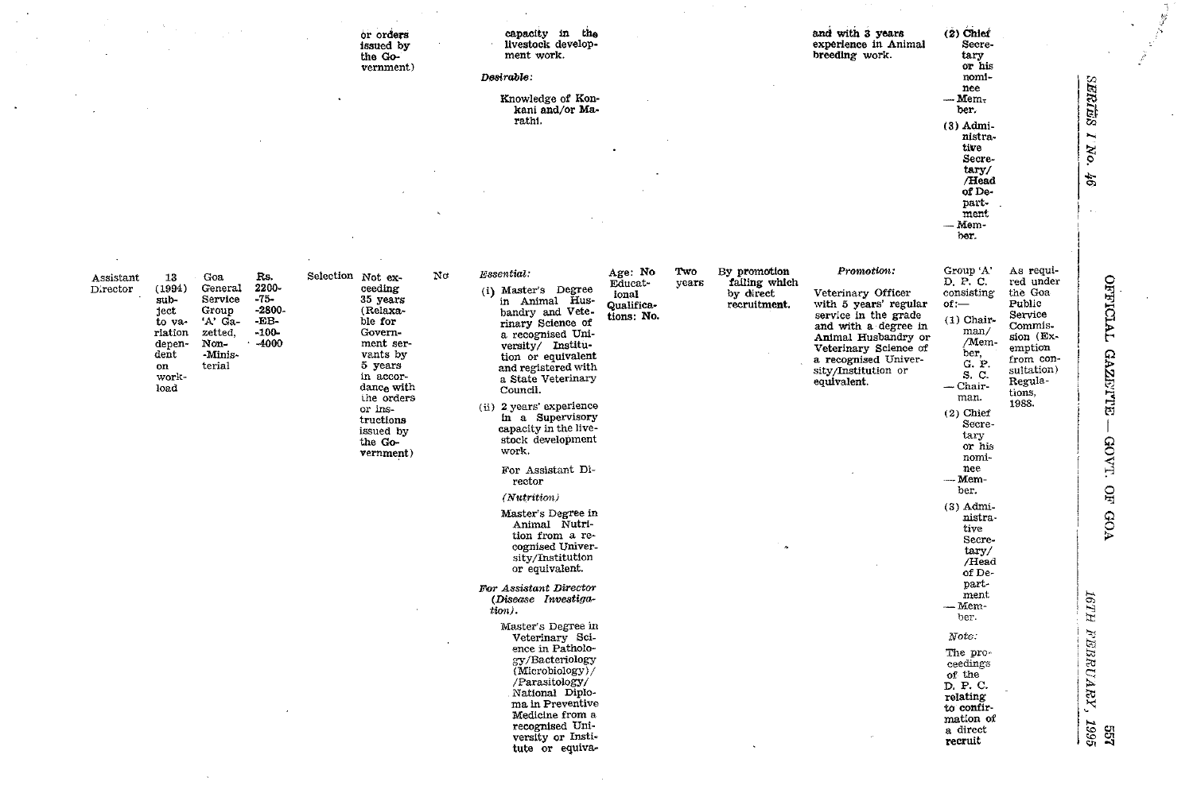| | | | | | | | | | | | | |
|---|---|---|---|---|---|---|---|---|---|---|---|---|
| | | | | | or orders issued by the Government) | | capacity in the livestock development work. *Desirable:* Knowledge of Konkani and/or Marathi. | | | | and with 3 years experience in Animal breeding work. | (2) Chief Secretary or his nominee — Member. (3) Administrative Secretary/ /Head of Department — Member. | |
| Assistant Director | 13 (1994) subject to variation dependent on workload | Goa General Service Group 'A' Gazetted, Non-Ministerial | Rs. 2200-75-2800-EB-100-4000 | Selection | Not exceeding 35 years (Relaxable for Government servants by 5 years in accordance with the orders or instructions issued by the Government) | No | *Essential:* (i) Master's Degree in Animal Husbandry and Veterinary Science of a recognised University/ Institution or equivalent and registered with a State Veterinary Council. (ii) 2 years' experience in a Supervisory capacity in the livestock development work. For Assistant Director *(Nutrition)* Master's Degree in Animal Nutrition from a recognised University/Institution or equivalent. *For Assistant Director (Disease Investigation).* Master's Degree in Veterinary Science in Pathology/Bacteriology (Microbiology)/ /Parasitology/ National Diploma in Preventive Medicine from a recognised University or Institute or equiva- | Age: No Educational Qualifications: No. | Two years | By promotion failing which by direct recruitment. | *Promotion:* Veterinary Officer with 5 years' regular service in the grade and with a degree in Animal Husbandry or Veterinary Science of a recognised University/Institution or equivalent. | Group 'A' D. P. C. consisting of:— (1) Chairman/ /Member, G. P. S. C. — Chairman. (2) Chief Secretary or his nominee — Member. (3) Administrative Secretary/ /Head of Department — Member. *Note:* The proceedings of the D. P. C. relating to confirmation of a direct recruit | As required under the Goa Public Service Commission (Exemption from consultation) Regulations, 1988. |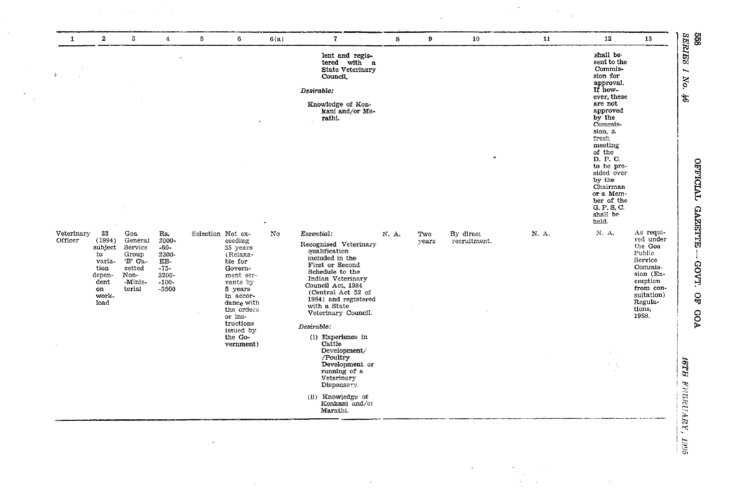| 1 | 2 | 3 | 4 | 5 | 6 | 6(a) | 7 | 8 | 9 | 10 | 11 | 12 | 13 |
|---|---|---|---|---|---|---|---|---|---|---|---|---|---|
| | | | | | | | lent and registered with a State Veterinary Council. *Desirable:* Knowledge of Konkani and/or Marathi. | | | | | shall be sent to the Commission for approval. If however, these are not approved by the Commission, a fresh meeting of the D. P. C. to be presided over by the Chairman or a Member of the G. P. S. C. shall be held. | |
| Veterinary Officer | 33 (1994) subject to variation dependent on workload | Goa General Service Group 'B' Gazetted Non-Ministerial | Rs. 2000-60-2300-EB-75-3200-100-3500 | Selection | Not exceeding 35 years (Relaxable for Government servants by 5 years in accordance with the orders or instructions issued by the Government) | No | *Essential:* Recognised Veterinary qualification included in the First or Second Schedule to the Indian Veterinary Council Act, 1984 (Central Act 52 of 1984) and registered with a State Veterinary Council. *Desirable:* (i) Experience in Cattle Development/ /Poultry Development or running of a Veterinary Dispensary. (ii) Knowledge of Konkani and/or Marathi. | N. A. | Two years | By direct recruitment. | N. A. | N. A. | As required under the Goa Public Service Commission (Exemption from consultation) Regulations, 1988. |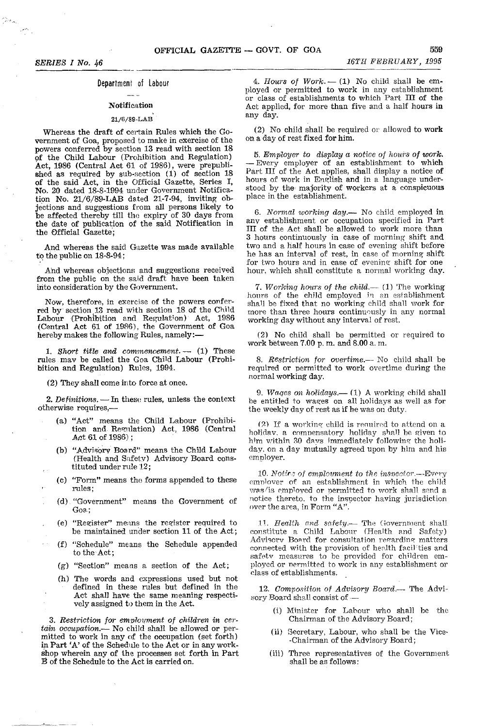## Department of Labour

### Notification

21/6/89-LAB

Whereas the draft of certain Rules which the Government of Goa, proposed to make in exercise of the powers conferred by section 13 read with section 18 of the Child Labour (Prohibition and Regulation) Act, 1986 (Central Act 61 of 1986), were prepublished as required by sub-section (1) of section 18 of the said Act, in the Official Gazette, Series I, No. 20 dated 18-8-1994 under Government Notification No. 21/6/89-LAB dated 21-7-94, inviting objections and suggestions from all persons likely to be affected thereby till the expiry of 30 days from the date of publication of the said Notification in the Official Gazette;

And whereas the said Gazette was made available to the public on 18-8-94;

And whereas objections and suggestions received from the public on the said draft have been taken into consideration by the Government.

Now, therefore, in exercise of the powers conferred by section 13 read with section 18 of the Child Labour (Prohibition and Regulation) Act, 1986 (Central Act 61 of 1986), the Government of Goa hereby makes the following Rules, namely:—

1. *Short title and commencement.* — (1) These rules may be called the Goa Child Labour (Prohibition and Regulation) Rules, 1994.

(2) They shall come into force at once.

2. *Definitions.* — In these rules, unless the context otherwise requires,—

(a) "Act" means the Child Labour (Prohibition and Regulation) Act, 1986 (Central Act 61 of 1986);

(b) "Advisory Board" means the Child Labour (Health and Safety) Advisory Board constituted under rule 12;

(c) "Form" means the forms appended to these rules;

(d) "Government" means the Government of Goa;

(e) "Register" means the register required to be maintained under section 11 of the Act;

(f) "Schedule" means the Schedule appended to the Act;

(g) "Section" means a section of the Act;

(h) The words and expressions used but not defined in these rules but defined in the Act shall have the same meaning respectively assigned to them in the Act.

3. *Restriction for employment of children in certain occupation.*— No child shall be allowed or permitted to work in any of the occupation (set forth) in Part 'A' of the Schedule to the Act or in any workshop wherein any of the processes set forth in Part B of the Schedule to the Act is carried on.

4. *Hours of Work.* — (1) No child shall be employed or permitted to work in any establishment or class of establishments to which Part III of the Act applied, for more than five and a half hours in any day.

(2) No child shall be required or allowed to work on a day of rest fixed for him.

5. *Employer to display a notice of hours of work.* — Every employer of an establishment to which Part III of the Act applies, shall display a notice of hours of work in English and in a language understood by the majority of workers at a conspicuous place in the establishment.

6. *Normal working day.*— No child employed in any establishment or occupation specified in Part III of the Act shall be allowed to work more than 3 hours continuously in case of morning shift and two and a half hours in case of evening shift before he has an interval of rest, in case of morning shift for two hours and in case of evening shift for one hour, which shall constitute a normal working day.

7. *Working hours of the child.*— (1) The working hours of the child employed in an establishment shall be fixed that no working child shall work for more than three hours continuously in any normal working day without any interval of rest.

(2) No child shall be permitted or required to work between 7.00 p. m. and 8.00 a. m.

8. *Restriction for overtime.*— No child shall be required or permitted to work overtime during the normal working day.

9. *Wages on holidays.*— (1) A working child shall be entitled to wages on all holidays as well as for the weekly day of rest as if he was on duty.

(2) If a working child is required to attend on a holiday, a compensatory holiday shall be given to him within 30 days immediately following the holiday, on a day mutually agreed upon by him and his employer.

10. *Notice of employment to the inspector.*—Every employer of an establishment in which the child was/is employed or permitted to work shall send a notice thereto. to the inspector having jurisdiction over the area, in Form "A".

11. *Health and safety.*— The Government shall constitute a Child Labour (Health and Safety) Advisory Board for consultation regarding matters connected with the provision of health facilities and safety measures to be provided for children employed or permitted to work in any establishment or class of establishments.

12. *Composition of Advisory Board.*— The Advisory Board shall consist of —

(i) Minister for Labour who shall be the Chairman of the Advisory Board;

(ii) Secretary, Labour, who shall be the Vice-Chairman of the Advisory Board;

(iii) Three representatives of the Government shall be as follows: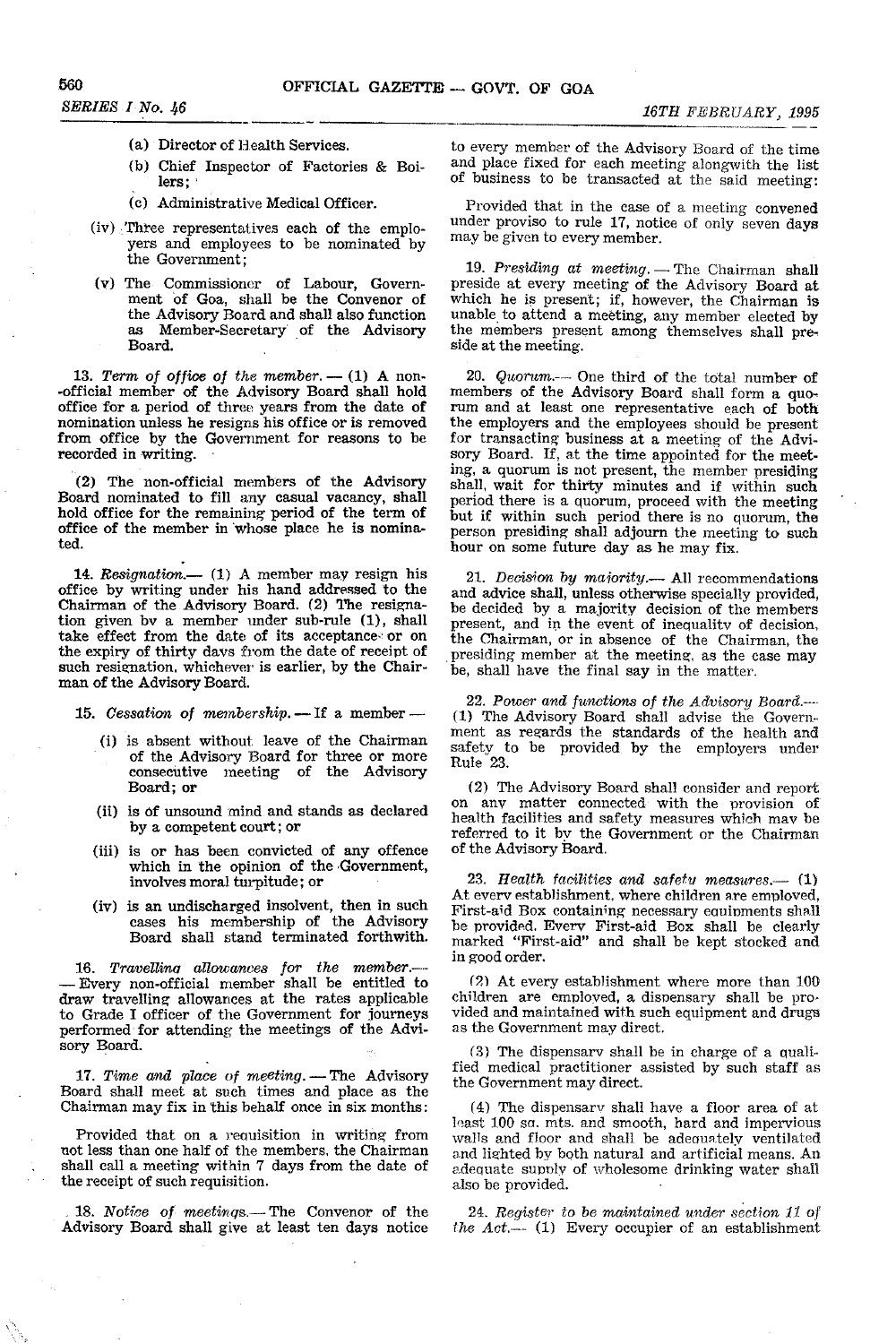(a) Director of Health Services.

(b) Chief Inspector of Factories & Boilers;

(c) Administrative Medical Officer.

(iv) Three representatives each of the employers and employees to be nominated by the Government;

(v) The Commissioner of Labour, Government of Goa, shall be the Convenor of the Advisory Board and shall also function as Member-Secretary of the Advisory Board.

13. *Term of office of the member.* — (1) A non-official member of the Advisory Board shall hold office for a period of three years from the date of nomination unless he resigns his office or is removed from office by the Government for reasons to be recorded in writing.

(2) The non-official members of the Advisory Board nominated to fill any casual vacancy, shall hold office for the remaining period of the term of office of the member in whose place he is nominated.

14. *Resignation.*— (1) A member may resign his office by writing under his hand addressed to the Chairman of the Advisory Board. (2) The resignation given by a member under sub-rule (1), shall take effect from the date of its acceptance or on the expiry of thirty days from the date of receipt of such resignation, whichever is earlier, by the Chairman of the Advisory Board.

15. *Cessation of membership.* — If a member —

(i) is absent without leave of the Chairman of the Advisory Board for three or more consecutive meeting of the Advisory Board; or

(ii) is of unsound mind and stands as declared by a competent court; or

(iii) is or has been convicted of any offence which in the opinion of the Government, involves moral turpitude; or

(iv) is an undischarged insolvent, then in such cases his membership of the Advisory Board shall stand terminated forthwith.

16. *Travelling allowances for the member.*— Every non-official member shall be entitled to draw travelling allowances at the rates applicable to Grade I officer of the Government for journeys performed for attending the meetings of the Advisory Board.

17. *Time and place of meeting.* — The Advisory Board shall meet at such times and place as the Chairman may fix in this behalf once in six months:

Provided that on a requisition in writing from not less than one half of the members, the Chairman shall call a meeting within 7 days from the date of the receipt of such requisition.

18. *Notice of meetings.*— The Convenor of the Advisory Board shall give at least ten days notice to every member of the Advisory Board of the time and place fixed for each meeting alongwith the list of business to be transacted at the said meeting:

Provided that in the case of a meeting convened under proviso to rule 17, notice of only seven days may be given to every member.

19. *Presiding at meeting.* — The Chairman shall preside at every meeting of the Advisory Board at which he is present; if, however, the Chairman is unable to attend a meeting, any member elected by the members present among themselves shall preside at the meeting.

20. *Quorum.*— One third of the total number of members of the Advisory Board shall form a quorum and at least one representative each of both the employers and the employees should be present for transacting business at a meeting of the Advisory Board. If, at the time appointed for the meeting, a quorum is not present, the member presiding shall, wait for thirty minutes and if within such period there is a quorum, proceed with the meeting but if within such period there is no quorum, the person presiding shall adjourn the meeting to such hour on some future day as he may fix.

21. *Decision by majority.*— All recommendations and advice shall, unless otherwise specially provided, be decided by a majority decision of the members present, and in the event of inequality of decision, the Chairman, or in absence of the Chairman, the presiding member at the meeting, as the case may be, shall have the final say in the matter.

22. *Power and functions of the Advisory Board.*— (1) The Advisory Board shall advise the Government as regards the standards of the health and safety to be provided by the employers under Rule 23.

(2) The Advisory Board shall consider and report on any matter connected with the provision of health facilities and safety measures which may be referred to it by the Government or the Chairman of the Advisory Board.

23. *Health facilities and safety measures.*— (1) At every establishment, where children are employed, First-aid Box containing necessary equipments shall be provided. Every First-aid Box shall be clearly marked "First-aid" and shall be kept stocked and in good order.

(2) At every establishment where more than 100 children are employed, a dispensary shall be provided and maintained with such equipment and drugs as the Government may direct.

(3) The dispensary shall be in charge of a qualified medical practitioner assisted by such staff as the Government may direct.

(4) The dispensary shall have a floor area of at least 100 sq. mts. and smooth, hard and impervious walls and floor and shall be adequately ventilated and lighted by both natural and artificial means. An adequate supply of wholesome drinking water shall also be provided.

24. *Register to be maintained under section 11 of the Act.*— (1) Every occupier of an establishment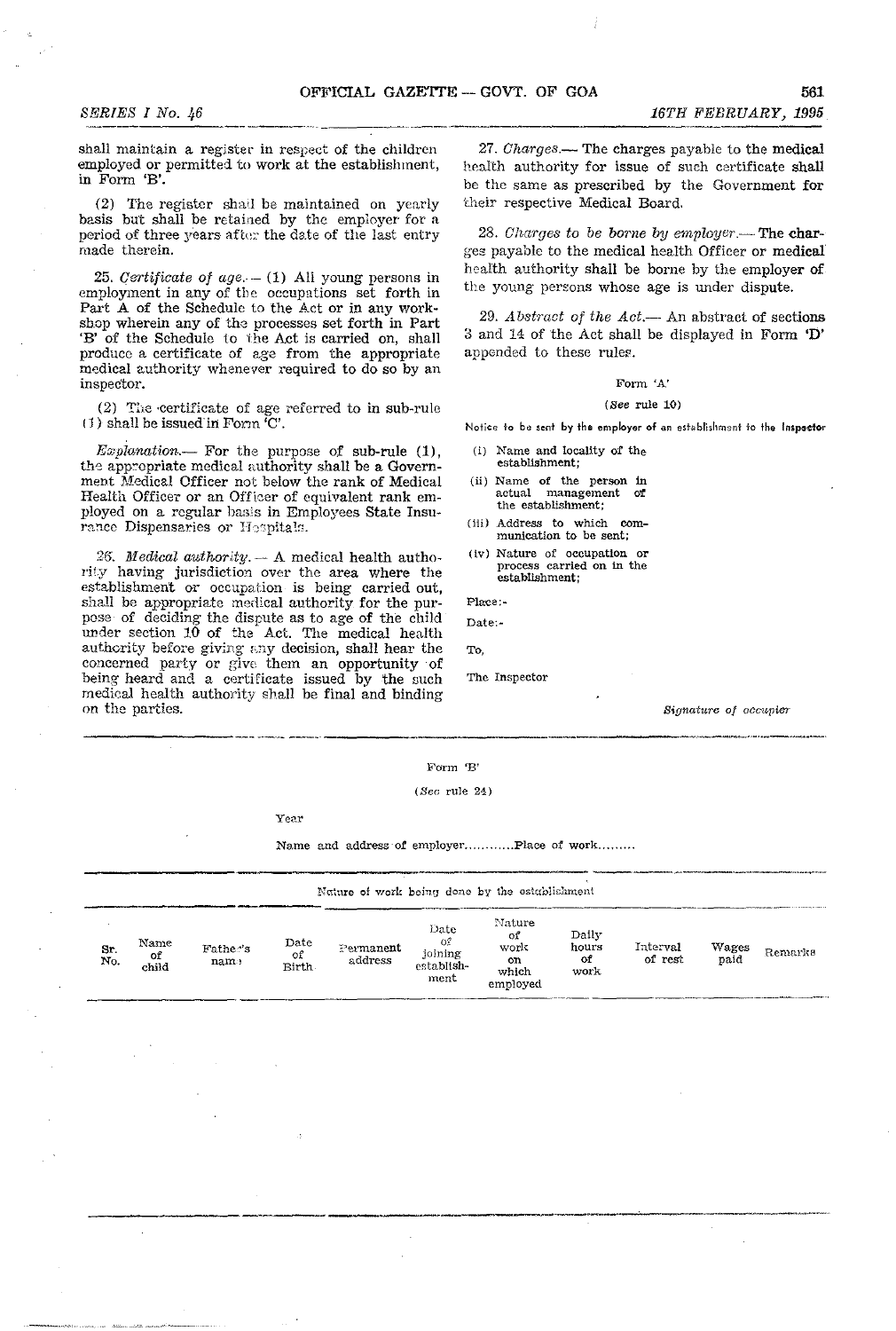shall maintain a register in respect of the children employed or permitted to work at the establishment, in Form 'B'.

(2) The register shall be maintained on yearly basis but shall be retained by the employer for a period of three years after the date of the last entry made therein.

25. *Certificate of age.*— (1) All young persons in employment in any of the occupations set forth in Part A of the Schedule to the Act or in any workshop wherein any of the processes set forth in Part 'B' of the Schedule to the Act is carried on, shall produce a certificate of age from the appropriate medical authority whenever required to do so by an inspector.

(2) The certificate of age referred to in sub-rule (1) shall be issued in Form 'C'.

*Explanation.*— For the purpose of sub-rule (1), the appropriate medical authority shall be a Government Medical Officer not below the rank of Medical Health Officer or an Officer of equivalent rank employed on a regular basis in Employees State Insurance Dispensaries or Hospitals.

26. *Medical authority.*— A medical health authority having jurisdiction over the area where the establishment or occupation is being carried out, shall be appropriate medical authority for the purpose of deciding the dispute as to age of the child under section 10 of the Act. The medical health authority before giving any decision, shall hear the concerned party or give them an opportunity of being heard and a certificate issued by the such medical health authority shall be final and binding on the parties.

27. *Charges.*— The charges payable to the medical health authority for issue of such certificate shall be the same as prescribed by the Government for their respective Medical Board.

28. *Charges to be borne by employer.*— The charges payable to the medical health Officer or medical health authority shall be borne by the employer of the young persons whose age is under dispute.

29. *Abstract of the Act.*— An abstract of sections 3 and 14 of the Act shall be displayed in Form 'D' appended to these rules.

Form 'A'

(*See* rule 10)

Notice to be sent by the employer of an establishment to the Inspector

(i) Name and locality of the establishment;

(ii) Name of the person in actual management of the establishment;

(iii) Address to which communication to be sent;

(iv) Nature of occupation or process carried on in the establishment;

Place:-

Date:-

To,

The Inspector

*Signature of occupier*

Form 'B'

(*See* rule 24)

Year

Name and address of employer............Place of work.........

Nature of work being done by the establishment

| Sr. No. | Name of child | Father's name | Date of Birth | Permanent address | Date of joining establishment | Nature of work on which employed | Daily hours of work | Interval of rest | Wages paid | Remarks |
|---|---|---|---|---|---|---|---|---|---|---|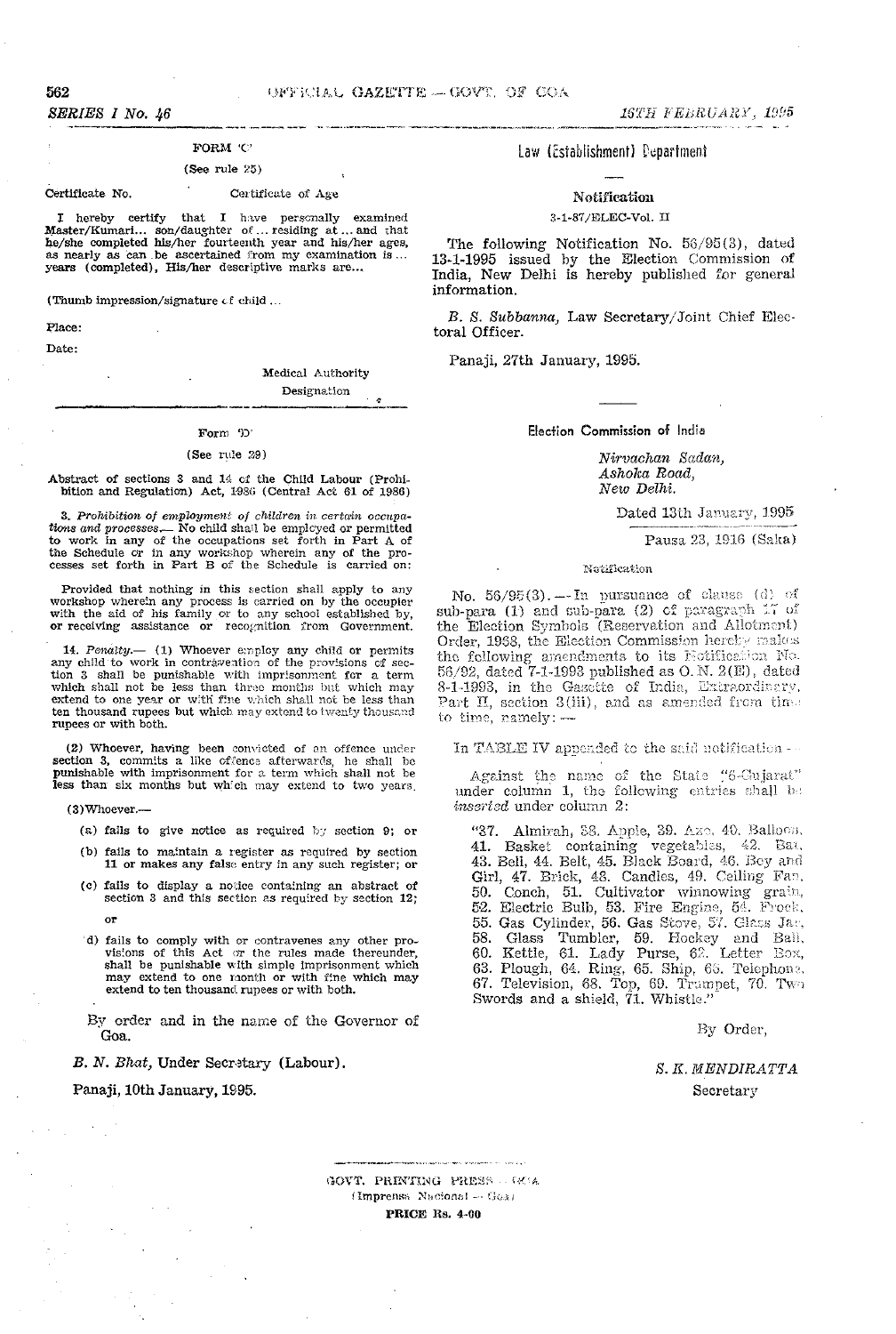FORM 'C'

(See rule 25)

Certificate No. Certificate of Age

I hereby certify that I have personally examined Master/Kumari... son/daughter of ... residing at ... and that he/she completed his/her fourteenth year and his/her ages, as nearly as can be ascertained from my examination is ... years (completed), His/her descriptive marks are...

(Thumb impression/signature of child ...

Place:

Date:

Medical Authority
Designation

---

Form 'D'

(See rule 29)

Abstract of sections 3 and 14 of the Child Labour (Prohibition and Regulation) Act, 1986 (Central Act 61 of 1986)

3. *Prohibition of employment of children in certain occupations and processes*.— No child shall be employed or permitted to work in any of the occupations set forth in Part A of the Schedule or in any workshop wherein any of the processes set forth in Part B of the Schedule is carried on:

Provided that nothing in this section shall apply to any workshop wherein any process is carried on by the occupier with the aid of his family or to any school established by, or receiving assistance or recognition from Government.

14. *Penalty*.— (1) Whoever employ any child or permits any child to work in contravention of the provisions of section 3 shall be punishable with imprisonment for a term which shall not be less than three months but which may extend to one year or with fine which shall not be less than ten thousand rupees but which may extend to twenty thousand rupees or with both.

(2) Whoever, having been convicted of an offence under section 3, commits a like offence afterwards, he shall be punishable with imprisonment for a term which shall not be less than six months but which may extend to two years.

(3) Whoever.—

(a) fails to give notice as required by section 9; or

(b) fails to maintain a register as required by section 11 or makes any false entry in any such register; or

(c) fails to display a notice containing an abstract of section 3 and this section as required by section 12;

or

(d) fails to comply with or contravenes any other provisions of this Act or the rules made thereunder, shall be punishable with simple imprisonment which may extend to one month or with fine which may extend to ten thousand rupees or with both.

By order and in the name of the Governor of Goa.

*B. N. Bhat*, Under Secretary (Labour).

Panaji, 10th January, 1995.

## Law (Establishment) Department

**Notification**

3-1-87/ELEC-Vol. II

The following Notification No. 56/95(3), dated 13-1-1995 issued by the Election Commission of India, New Delhi is hereby published for general information.

*B. S. Subbanna*, Law Secretary/Joint Chief Electoral Officer.

Panaji, 27th January, 1995.

---

### Election Commission of India

*Nirvachan Sadan,*
*Ashoka Road,*
*New Delhi.*

Dated 13th January, 1995

Pausa 23, 1916 (Saka)

Notification

No. 56/95(3).—In pursuance of clause (d) of sub-para (1) and sub-para (2) of paragraph 17 of the Election Symbols (Reservation and Allotment) Order, 1968, the Election Commission hereby makes the following amendments to its Notification No. 56/92, dated 7-1-1993 published as O. N. 2(E), dated 8-1-1993, in the Gazette of India, Extraordinary, Part II, section 3(iii), and as amended from time to time, namely:—

In TABLE IV appended to the said notification—

Against the name of the State "6-Gujarat" under column 1, the following entries shall be *inserted* under column 2:

"37. Almirah, 38. Apple, 39. Axe, 40. Balloon, 41. Basket containing vegetables, 42. Bat, 43. Bell, 44. Belt, 45. Black Board, 46. Boy and Girl, 47. Brick, 48. Candles, 49. Ceiling Fan, 50. Conch, 51. Cultivator winnowing grain, 52. Electric Bulb, 53. Fire Engine, 54. Frock, 55. Gas Cylinder, 56. Gas Stove, 57. Glass Jar, 58. Glass Tumbler, 59. Hockey and Ball, 60. Kettle, 61. Lady Purse, 62. Letter Box, 63. Plough, 64. Ring, 65. Ship, 66. Telephone, 67. Television, 68. Top, 69. Trumpet, 70. Two Swords and a shield, 71. Whistle."

By Order,

*S. K. MENDIRATTA*
Secretary

GOVT. PRINTING PRESS — GOA
(Imprensa Nacional — Goa)
**PRICE Rs. 4-00**